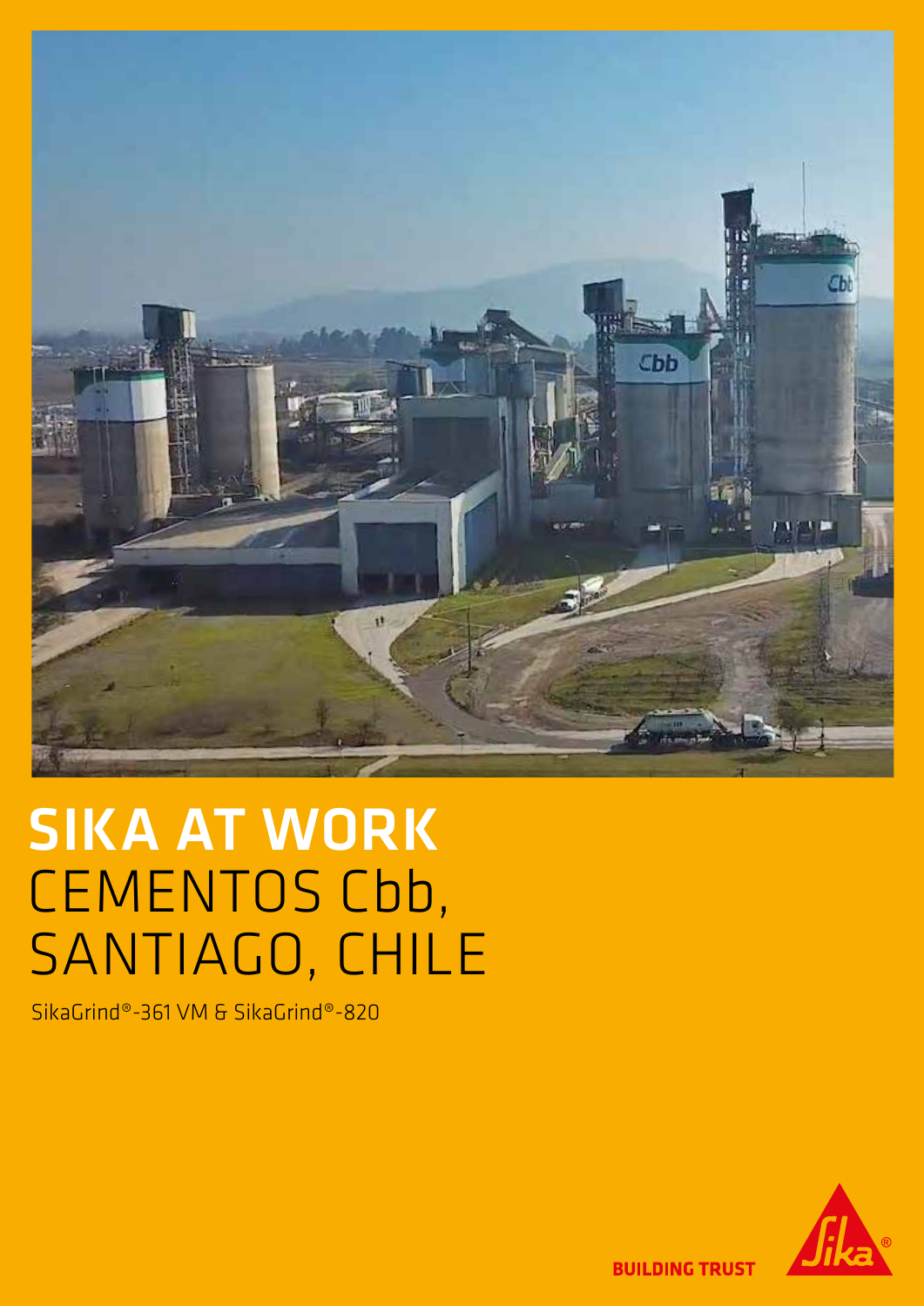# SIKA AT WORK
# CEMENTOS Cbb, SANTIAGO, CHILE

SikaGrind®-361 VM & SikaGrind®-820

BUILDING TRUST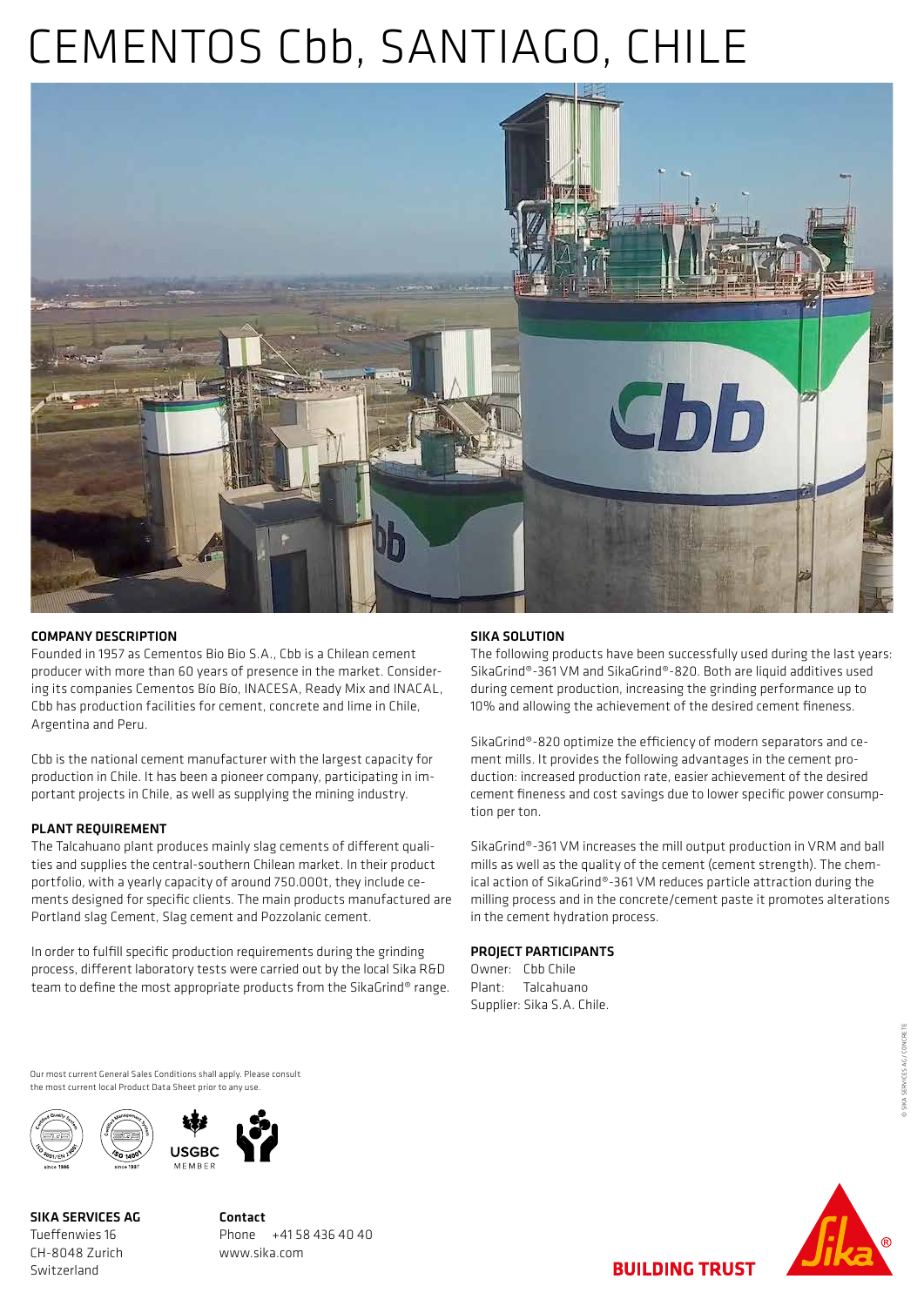# CEMENTOS Cbb, SANTIAGO, CHILE

## COMPANY DESCRIPTION

Founded in 1957 as Cementos Bio Bio S.A., Cbb is a Chilean cement producer with more than 60 years of presence in the market. Considering its companies Cementos Bío Bío, INACESA, Ready Mix and INACAL, Cbb has production facilities for cement, concrete and lime in Chile, Argentina and Peru.

Cbb is the national cement manufacturer with the largest capacity for production in Chile. It has been a pioneer company, participating in important projects in Chile, as well as supplying the mining industry.

## PLANT REQUIREMENT

The Talcahuano plant produces mainly slag cements of different qualities and supplies the central-southern Chilean market. In their product portfolio, with a yearly capacity of around 750.000t, they include cements designed for specific clients. The main products manufactured are Portland slag Cement, Slag cement and Pozzolanic cement.

In order to fulfill specific production requirements during the grinding process, different laboratory tests were carried out by the local Sika R&D team to define the most appropriate products from the SikaGrind® range.

## SIKA SOLUTION

The following products have been successfully used during the last years: SikaGrind®-361 VM and SikaGrind®-820. Both are liquid additives used during cement production, increasing the grinding performance up to 10% and allowing the achievement of the desired cement fineness.

SikaGrind®-820 optimize the efficiency of modern separators and cement mills. It provides the following advantages in the cement production: increased production rate, easier achievement of the desired cement fineness and cost savings due to lower specific power consumption per ton.

SikaGrind®-361 VM increases the mill output production in VRM and ball mills as well as the quality of the cement (cement strength). The chemical action of SikaGrind®-361 VM reduces particle attraction during the milling process and in the concrete/cement paste it promotes alterations in the cement hydration process.

## PROJECT PARTICIPANTS

Owner: Cbb Chile
Plant: Talcahuano
Supplier: Sika S.A. Chile.

Our most current General Sales Conditions shall apply. Please consult the most current local Product Data Sheet prior to any use.

**SIKA SERVICES AG**
Tueffenwies 16
CH-8048 Zurich
Switzerland

**Contact**
Phone +41 58 436 40 40
www.sika.com

**BUILDING TRUST**

© SIKA SERVICES AG / CONCRETE